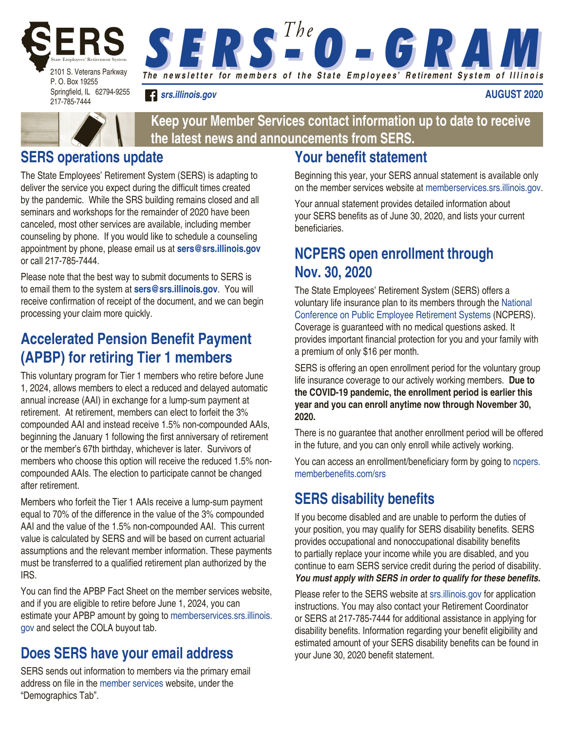# The SERS-O-GRAM

*The newsletter for members of the State Employees' Retirement System of Illinois*

SERS State Employees' Retirement System
2101 S. Veterans Parkway
P. O. Box 19255
Springfield, IL 62794-9255
217-785-7444

*srs.illinois.gov*

**AUGUST 2020**

**Keep your Member Services contact information up to date to receive the latest news and announcements from SERS.**

## SERS operations update

The State Employees' Retirement System (SERS) is adapting to deliver the service you expect during the difficult times created by the pandemic. While the SRS building remains closed and all seminars and workshops for the remainder of 2020 have been canceled, most other services are available, including member counseling by phone. If you would like to schedule a counseling appointment by phone, please email us at **sers@srs.illinois.gov** or call 217-785-7444.

Please note that the best way to submit documents to SERS is to email them to the system at **sers@srs.illinois.gov**. You will receive confirmation of receipt of the document, and we can begin processing your claim more quickly.

## Accelerated Pension Benefit Payment (APBP) for retiring Tier 1 members

This voluntary program for Tier 1 members who retire before June 1, 2024, allows members to elect a reduced and delayed automatic annual increase (AAI) in exchange for a lump-sum payment at retirement. At retirement, members can elect to forfeit the 3% compounded AAI and instead receive 1.5% non-compounded AAIs, beginning the January 1 following the first anniversary of retirement or the member's 67th birthday, whichever is later. Survivors of members who choose this option will receive the reduced 1.5% non-compounded AAIs. The election to participate cannot be changed after retirement.

Members who forfeit the Tier 1 AAIs receive a lump-sum payment equal to 70% of the difference in the value of the 3% compounded AAI and the value of the 1.5% non-compounded AAI. This current value is calculated by SERS and will be based on current actuarial assumptions and the relevant member information. These payments must be transferred to a qualified retirement plan authorized by the IRS.

You can find the APBP Fact Sheet on the member services website, and if you are eligible to retire before June 1, 2024, you can estimate your APBP amount by going to memberservices.srs.illinois.gov and select the COLA buyout tab.

## Does SERS have your email address

SERS sends out information to members via the primary email address on file in the member services website, under the "Demographics Tab".

## Your benefit statement

Beginning this year, your SERS annual statement is available only on the member services website at memberservices.srs.illinois.gov.

Your annual statement provides detailed information about your SERS benefits as of June 30, 2020, and lists your current beneficiaries.

## NCPERS open enrollment through Nov. 30, 2020

The State Employees' Retirement System (SERS) offers a voluntary life insurance plan to its members through the National Conference on Public Employee Retirement Systems (NCPERS). Coverage is guaranteed with no medical questions asked. It provides important financial protection for you and your family with a premium of only $16 per month.

SERS is offering an open enrollment period for the voluntary group life insurance coverage to our actively working members. **Due to the COVID-19 pandemic, the enrollment period is earlier this year and you can enroll anytime now through November 30, 2020.**

There is no guarantee that another enrollment period will be offered in the future, and you can only enroll while actively working.

You can access an enrollment/beneficiary form by going to ncpers.memberbenefits.com/srs

## SERS disability benefits

If you become disabled and are unable to perform the duties of your position, you may qualify for SERS disability benefits. SERS provides occupational and nonoccupational disability benefits to partially replace your income while you are disabled, and you continue to earn SERS service credit during the period of disability. ***You must apply with SERS in order to qualify for these benefits.***

Please refer to the SERS website at srs.illinois.gov for application instructions. You may also contact your Retirement Coordinator or SERS at 217-785-7444 for additional assistance in applying for disability benefits. Information regarding your benefit eligibility and estimated amount of your SERS disability benefits can be found in your June 30, 2020 benefit statement.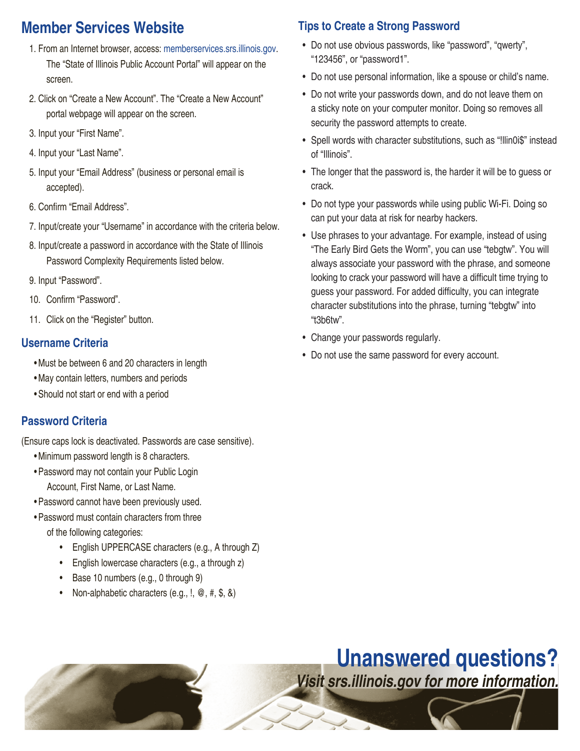## Member Services Website

1. From an Internet browser, access: memberservices.srs.illinois.gov. The "State of Illinois Public Account Portal" will appear on the screen.
2. Click on "Create a New Account". The "Create a New Account" portal webpage will appear on the screen.
3. Input your "First Name".
4. Input your "Last Name".
5. Input your "Email Address" (business or personal email is accepted).
6. Confirm "Email Address".
7. Input/create your "Username" in accordance with the criteria below.
8. Input/create a password in accordance with the State of Illinois Password Complexity Requirements listed below.
9. Input "Password".
10. Confirm "Password".
11. Click on the "Register" button.

### Username Criteria

- Must be between 6 and 20 characters in length
- May contain letters, numbers and periods
- Should not start or end with a period

### Password Criteria

(Ensure caps lock is deactivated. Passwords are case sensitive).

- Minimum password length is 8 characters.
- Password may not contain your Public Login Account, First Name, or Last Name.
- Password cannot have been previously used.
- Password must contain characters from three of the following categories:
  - English UPPERCASE characters (e.g., A through Z)
  - English lowercase characters (e.g., a through z)
  - Base 10 numbers (e.g., 0 through 9)
  - Non-alphabetic characters (e.g., !, @, #, $, &)

### Tips to Create a Strong Password

- Do not use obvious passwords, like "password", "qwerty", "123456", or "password1".
- Do not use personal information, like a spouse or child's name.
- Do not write your passwords down, and do not leave them on a sticky note on your computer monitor. Doing so removes all security the password attempts to create.
- Spell words with character substitutions, such as "!llin0i$" instead of "Illinois".
- The longer that the password is, the harder it will be to guess or crack.
- Do not type your passwords while using public Wi-Fi. Doing so can put your data at risk for nearby hackers.
- Use phrases to your advantage. For example, instead of using "The Early Bird Gets the Worm", you can use "tebgtw". You will always associate your password with the phrase, and someone looking to crack your password will have a difficult time trying to guess your password. For added difficulty, you can integrate character substitutions into the phrase, turning "tebgtw" into "t3b6tw".
- Change your passwords regularly.
- Do not use the same password for every account.

## Unanswered questions?

***Visit srs.illinois.gov for more information.***